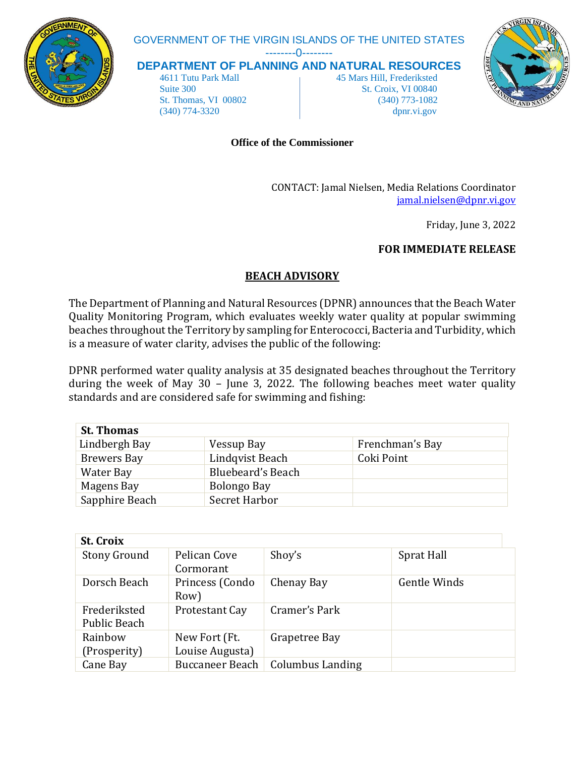GOVERNMENT OF THE VIRGIN ISLANDS OF THE UNITED STATES

---------0---------

**DEPARTMENT OF PLANNING AND NATURAL RESOURCES**

4611 Tutu Park Mall
Suite 300
St. Thomas, VI 00802
(340) 774-3320

45 Mars Hill, Frederiksted
St. Croix, VI 00840
(340) 773-1082
dpnr.vi.gov

**Office of the Commissioner**

CONTACT: Jamal Nielsen, Media Relations Coordinator
jamal.nielsen@dpnr.vi.gov

Friday, June 3, 2022

**FOR IMMEDIATE RELEASE**

**BEACH ADVISORY**

The Department of Planning and Natural Resources (DPNR) announces that the Beach Water Quality Monitoring Program, which evaluates weekly water quality at popular swimming beaches throughout the Territory by sampling for Enterococci, Bacteria and Turbidity, which is a measure of water clarity, advises the public of the following:

DPNR performed water quality analysis at 35 designated beaches throughout the Territory during the week of May 30 – June 3, 2022. The following beaches meet water quality standards and are considered safe for swimming and fishing:

| St. Thomas | | |
|---|---|---|
| Lindbergh Bay | Vessup Bay | Frenchman's Bay |
| Brewers Bay | Lindqvist Beach | Coki Point |
| Water Bay | Bluebeard's Beach | |
| Magens Bay | Bolongo Bay | |
| Sapphire Beach | Secret Harbor | |

| St. Croix | | | |
|---|---|---|---|
| Stony Ground | Pelican Cove Cormorant | Shoy's | Sprat Hall |
| Dorsch Beach | Princess (Condo Row) | Chenay Bay | Gentle Winds |
| Frederiksted Public Beach | Protestant Cay | Cramer's Park | |
| Rainbow (Prosperity) | New Fort (Ft. Louise Augusta) | Grapetree Bay | |
| Cane Bay | Buccaneer Beach | Columbus Landing | |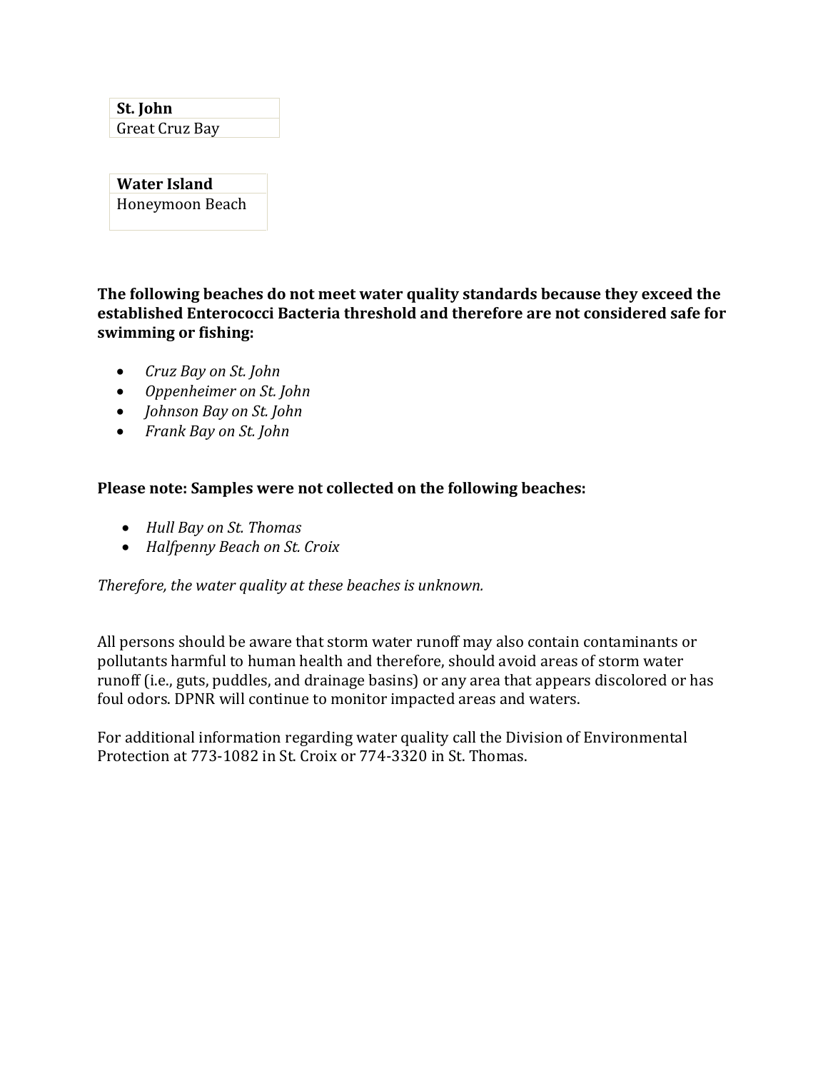| **St. John** |
| --- |
| Great Cruz Bay |

| **Water Island** |
| --- |
| Honeymoon Beach |

**The following beaches do not meet water quality standards because they exceed the established Enterococci Bacteria threshold and therefore are not considered safe for swimming or fishing:**

- *Cruz Bay on St. John*
- *Oppenheimer on St. John*
- *Johnson Bay on St. John*
- *Frank Bay on St. John*

**Please note: Samples were not collected on the following beaches:**

- *Hull Bay on St. Thomas*
- *Halfpenny Beach on St. Croix*

*Therefore, the water quality at these beaches is unknown.*

All persons should be aware that storm water runoff may also contain contaminants or pollutants harmful to human health and therefore, should avoid areas of storm water runoff (i.e., guts, puddles, and drainage basins) or any area that appears discolored or has foul odors. DPNR will continue to monitor impacted areas and waters.

For additional information regarding water quality call the Division of Environmental Protection at 773-1082 in St. Croix or 774-3320 in St. Thomas.